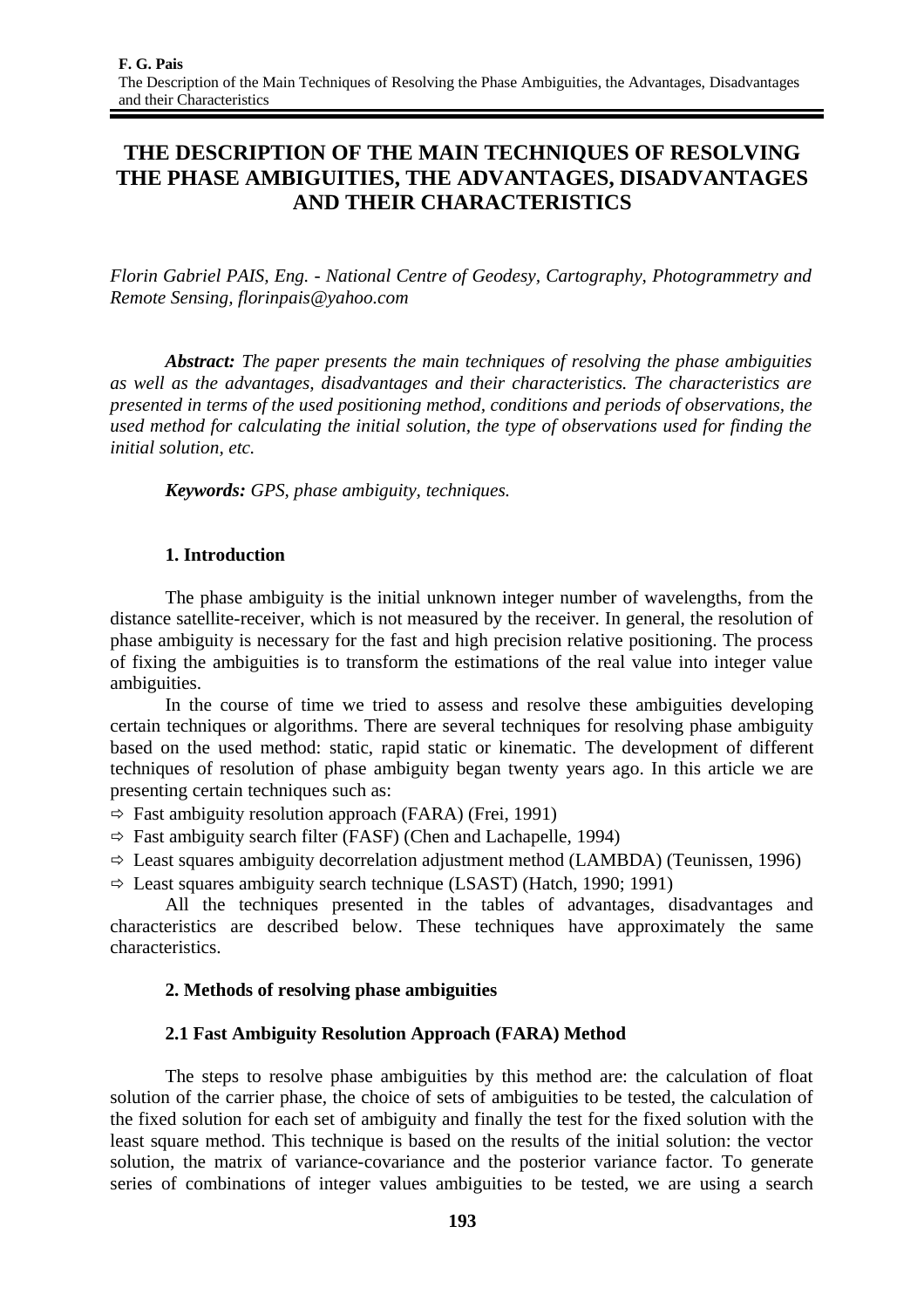# THE DESCRIPTION OF THE MAIN TECHNIQUES OF RESOLVING THE PHASE AMBIGUITIES, THE ADVANTAGES, DISADVANTAGES AND THEIR CHARACTERISTICS

*Florin Gabriel PAIS, Eng. - National Centre of Geodesy, Cartography, Photogrammetry and Remote Sensing, florinpais@yahoo.com*

***Abstract:*** *The paper presents the main techniques of resolving the phase ambiguities as well as the advantages, disadvantages and their characteristics. The characteristics are presented in terms of the used positioning method, conditions and periods of observations, the used method for calculating the initial solution, the type of observations used for finding the initial solution, etc.*

***Keywords:*** *GPS, phase ambiguity, techniques.*

## 1. Introduction

The phase ambiguity is the initial unknown integer number of wavelengths, from the distance satellite-receiver, which is not measured by the receiver. In general, the resolution of phase ambiguity is necessary for the fast and high precision relative positioning. The process of fixing the ambiguities is to transform the estimations of the real value into integer value ambiguities.

In the course of time we tried to assess and resolve these ambiguities developing certain techniques or algorithms. There are several techniques for resolving phase ambiguity based on the used method: static, rapid static or kinematic. The development of different techniques of resolution of phase ambiguity began twenty years ago. In this article we are presenting certain techniques such as:

- ⇨ Fast ambiguity resolution approach (FARA) (Frei, 1991)
- ⇨ Fast ambiguity search filter (FASF) (Chen and Lachapelle, 1994)
- ⇨ Least squares ambiguity decorrelation adjustment method (LAMBDA) (Teunissen, 1996)
- ⇨ Least squares ambiguity search technique (LSAST) (Hatch, 1990; 1991)

All the techniques presented in the tables of advantages, disadvantages and characteristics are described below. These techniques have approximately the same characteristics.

## 2. Methods of resolving phase ambiguities

### 2.1 Fast Ambiguity Resolution Approach (FARA) Method

The steps to resolve phase ambiguities by this method are: the calculation of float solution of the carrier phase, the choice of sets of ambiguities to be tested, the calculation of the fixed solution for each set of ambiguity and finally the test for the fixed solution with the least square method. This technique is based on the results of the initial solution: the vector solution, the matrix of variance-covariance and the posterior variance factor. To generate series of combinations of integer values ambiguities to be tested, we are using a search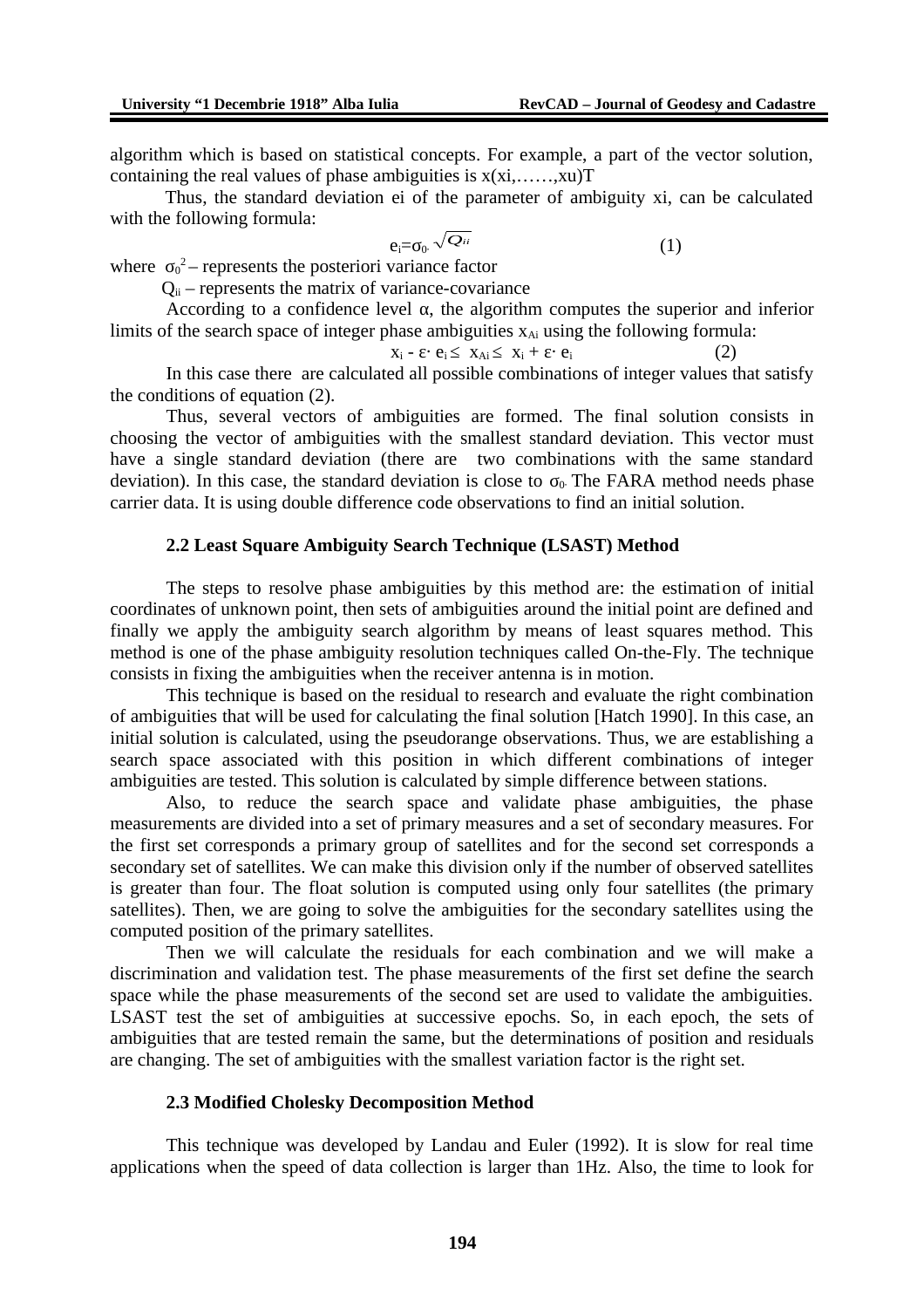algorithm which is based on statistical concepts. For example, a part of the vector solution, containing the real values of phase ambiguities is x(xi,……,xu)T

Thus, the standard deviation ei of the parameter of ambiguity xi, can be calculated with the following formula:

$$e_i=\sigma_0 \cdot \sqrt{Q_{ii}} \qquad (1)$$

where $\sigma_0^2$ – represents the posteriori variance factor

$Q_{ii}$ – represents the matrix of variance-covariance

According to a confidence level α, the algorithm computes the superior and inferior limits of the search space of integer phase ambiguities $x_{Ai}$ using the following formula:

$$x_i - \varepsilon \cdot e_i \leq x_{Ai} \leq x_i + \varepsilon \cdot e_i \qquad (2)$$

In this case there are calculated all possible combinations of integer values that satisfy the conditions of equation (2).

Thus, several vectors of ambiguities are formed. The final solution consists in choosing the vector of ambiguities with the smallest standard deviation. This vector must have a single standard deviation (there are two combinations with the same standard deviation). In this case, the standard deviation is close to $\sigma_0$. The FARA method needs phase carrier data. It is using double difference code observations to find an initial solution.

### 2.2 Least Square Ambiguity Search Technique (LSAST) Method

The steps to resolve phase ambiguities by this method are: the estimation of initial coordinates of unknown point, then sets of ambiguities around the initial point are defined and finally we apply the ambiguity search algorithm by means of least squares method. This method is one of the phase ambiguity resolution techniques called On-the-Fly. The technique consists in fixing the ambiguities when the receiver antenna is in motion.

This technique is based on the residual to research and evaluate the right combination of ambiguities that will be used for calculating the final solution [Hatch 1990]. In this case, an initial solution is calculated, using the pseudorange observations. Thus, we are establishing a search space associated with this position in which different combinations of integer ambiguities are tested. This solution is calculated by simple difference between stations.

Also, to reduce the search space and validate phase ambiguities, the phase measurements are divided into a set of primary measures and a set of secondary measures. For the first set corresponds a primary group of satellites and for the second set corresponds a secondary set of satellites. We can make this division only if the number of observed satellites is greater than four. The float solution is computed using only four satellites (the primary satellites). Then, we are going to solve the ambiguities for the secondary satellites using the computed position of the primary satellites.

Then we will calculate the residuals for each combination and we will make a discrimination and validation test. The phase measurements of the first set define the search space while the phase measurements of the second set are used to validate the ambiguities. LSAST test the set of ambiguities at successive epochs. So, in each epoch, the sets of ambiguities that are tested remain the same, but the determinations of position and residuals are changing. The set of ambiguities with the smallest variation factor is the right set.

### 2.3 Modified Cholesky Decomposition Method

This technique was developed by Landau and Euler (1992). It is slow for real time applications when the speed of data collection is larger than 1Hz. Also, the time to look for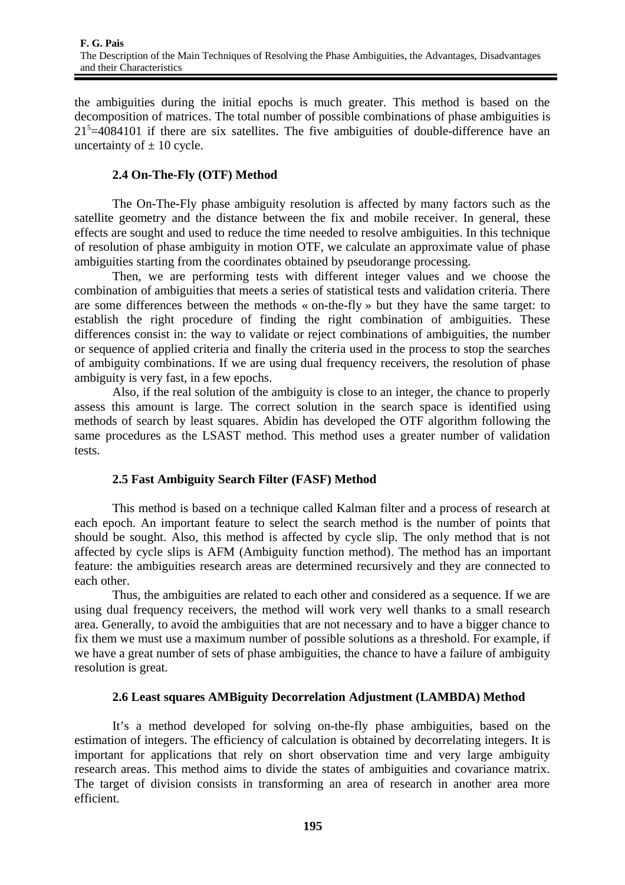the ambiguities during the initial epochs is much greater. This method is based on the decomposition of matrices. The total number of possible combinations of phase ambiguities is $21^5$=4084101 if there are six satellites. The five ambiguities of double-difference have an uncertainty of ± 10 cycle.

### 2.4 On-The-Fly (OTF) Method

The On-The-Fly phase ambiguity resolution is affected by many factors such as the satellite geometry and the distance between the fix and mobile receiver. In general, these effects are sought and used to reduce the time needed to resolve ambiguities. In this technique of resolution of phase ambiguity in motion OTF, we calculate an approximate value of phase ambiguities starting from the coordinates obtained by pseudorange processing.

Then, we are performing tests with different integer values and we choose the combination of ambiguities that meets a series of statistical tests and validation criteria. There are some differences between the methods « on-the-fly » but they have the same target: to establish the right procedure of finding the right combination of ambiguities. These differences consist in: the way to validate or reject combinations of ambiguities, the number or sequence of applied criteria and finally the criteria used in the process to stop the searches of ambiguity combinations. If we are using dual frequency receivers, the resolution of phase ambiguity is very fast, in a few epochs.

Also, if the real solution of the ambiguity is close to an integer, the chance to properly assess this amount is large. The correct solution in the search space is identified using methods of search by least squares. Abidin has developed the OTF algorithm following the same procedures as the LSAST method. This method uses a greater number of validation tests.

### 2.5 Fast Ambiguity Search Filter (FASF) Method

This method is based on a technique called Kalman filter and a process of research at each epoch. An important feature to select the search method is the number of points that should be sought. Also, this method is affected by cycle slip. The only method that is not affected by cycle slips is AFM (Ambiguity function method). The method has an important feature: the ambiguities research areas are determined recursively and they are connected to each other.

Thus, the ambiguities are related to each other and considered as a sequence. If we are using dual frequency receivers, the method will work very well thanks to a small research area. Generally, to avoid the ambiguities that are not necessary and to have a bigger chance to fix them we must use a maximum number of possible solutions as a threshold. For example, if we have a great number of sets of phase ambiguities, the chance to have a failure of ambiguity resolution is great.

### 2.6 Least squares AMBiguity Decorrelation Adjustment (LAMBDA) Method

It's a method developed for solving on-the-fly phase ambiguities, based on the estimation of integers. The efficiency of calculation is obtained by decorrelating integers. It is important for applications that rely on short observation time and very large ambiguity research areas. This method aims to divide the states of ambiguities and covariance matrix. The target of division consists in transforming an area of research in another area more efficient.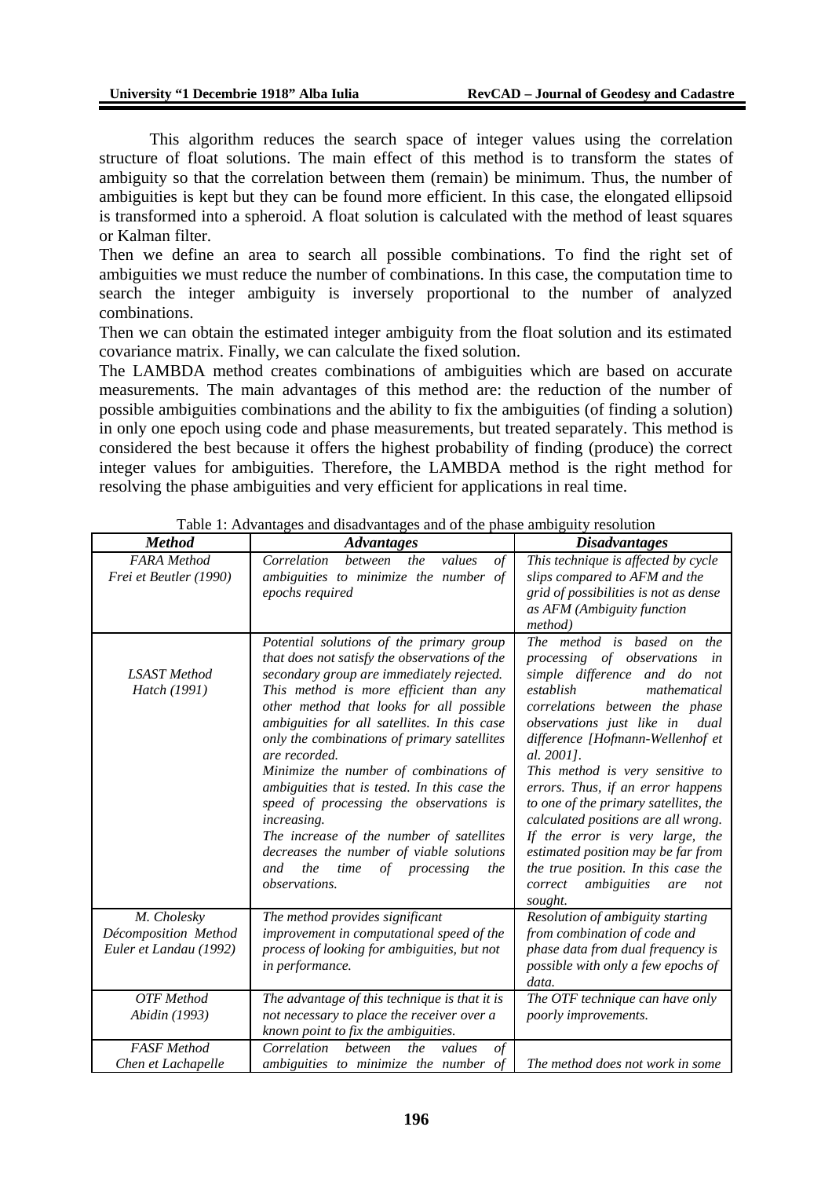This algorithm reduces the search space of integer values using the correlation structure of float solutions. The main effect of this method is to transform the states of ambiguity so that the correlation between them (remain) be minimum. Thus, the number of ambiguities is kept but they can be found more efficient. In this case, the elongated ellipsoid is transformed into a spheroid. A float solution is calculated with the method of least squares or Kalman filter.

Then we define an area to search all possible combinations. To find the right set of ambiguities we must reduce the number of combinations. In this case, the computation time to search the integer ambiguity is inversely proportional to the number of analyzed combinations.

Then we can obtain the estimated integer ambiguity from the float solution and its estimated covariance matrix. Finally, we can calculate the fixed solution.

The LAMBDA method creates combinations of ambiguities which are based on accurate measurements. The main advantages of this method are: the reduction of the number of possible ambiguities combinations and the ability to fix the ambiguities (of finding a solution) in only one epoch using code and phase measurements, but treated separately. This method is considered the best because it offers the highest probability of finding (produce) the correct integer values for ambiguities. Therefore, the LAMBDA method is the right method for resolving the phase ambiguities and very efficient for applications in real time.

Table 1: Advantages and disadvantages and of the phase ambiguity resolution

| ***Method*** | ***Advantages*** | ***Disadvantages*** |
|---|---|---|
| *FARA Method Frei et Beutler (1990)* | *Correlation between the values of ambiguities to minimize the number of epochs required* | *This technique is affected by cycle slips compared to AFM and the grid of possibilities is not as dense as AFM (Ambiguity function method)* |
| *LSAST Method Hatch (1991)* | *Potential solutions of the primary group that does not satisfy the observations of the secondary group are immediately rejected. This method is more efficient than any other method that looks for all possible ambiguities for all satellites. In this case only the combinations of primary satellites are recorded. Minimize the number of combinations of ambiguities that is tested. In this case the speed of processing the observations is increasing. The increase of the number of satellites decreases the number of viable solutions and the time of processing the observations.* | *The method is based on the processing of observations in simple difference and do not establish mathematical correlations between the phase observations just like in dual difference [Hofmann-Wellenhof et al. 2001]. This method is very sensitive to errors. Thus, if an error happens to one of the primary satellites, the calculated positions are all wrong. If the error is very large, the estimated position may be far from the true position. In this case the correct ambiguities are not sought.* |
| *M. Cholesky Décomposition Method Euler et Landau (1992)* | *The method provides significant improvement in computational speed of the process of looking for ambiguities, but not in performance.* | *Resolution of ambiguity starting from combination of code and phase data from dual frequency is possible with only a few epochs of data.* |
| *OTF Method Abidin (1993)* | *The advantage of this technique is that it is not necessary to place the receiver over a known point to fix the ambiguities.* | *The OTF technique can have only poorly improvements.* |
| *FASF Method Chen et Lachapelle* | *Correlation between the values of ambiguities to minimize the number of* | *The method does not work in some* |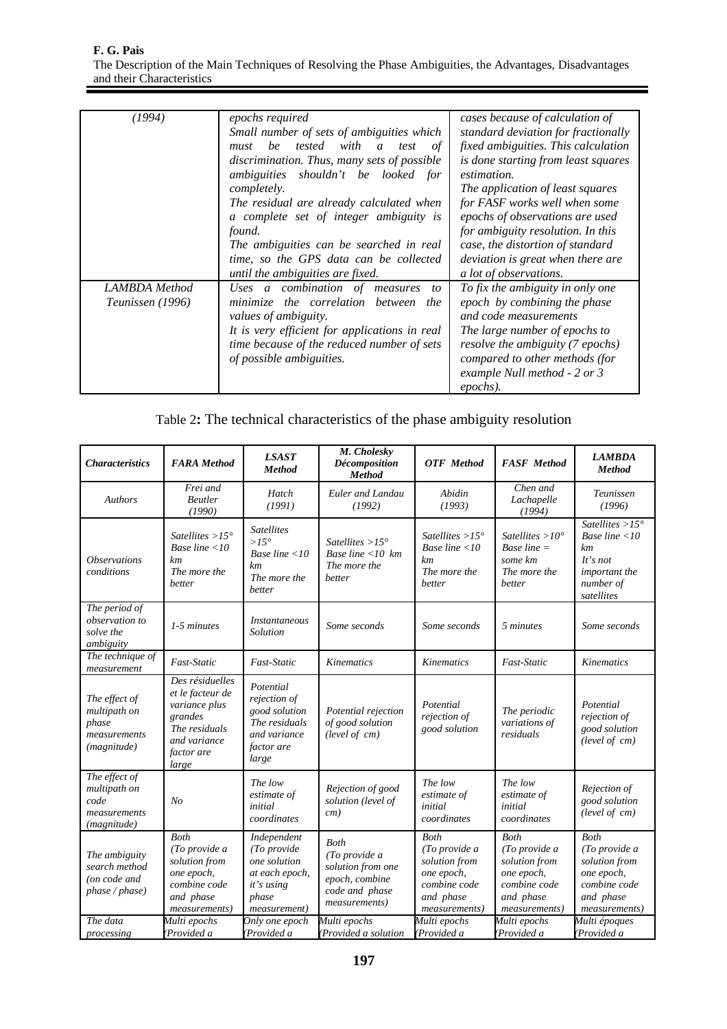| (1994) | epochs required<br>Small number of sets of ambiguities which must be tested with a test of discrimination. Thus, many sets of possible ambiguities shouldn't be looked for completely.<br>The residual are already calculated when a complete set of integer ambiguity is found.<br>The ambiguities can be searched in real time, so the GPS data can be collected until the ambiguities are fixed. | cases because of calculation of standard deviation for fractionally fixed ambiguities. This calculation is done starting from least squares estimation.<br>The application of least squares for FASF works well when some epochs of observations are used for ambiguity resolution. In this case, the distortion of standard deviation is great when there are a lot of observations. |
|---|---|---|
| LAMBDA Method<br>Teunissen (1996) | Uses a combination of measures to minimize the correlation between the values of ambiguity.<br>It is very efficient for applications in real time because of the reduced number of sets of possible ambiguities. | To fix the ambiguity in only one epoch by combining the phase and code measurements<br>The large number of epochs to resolve the ambiguity (7 epochs) compared to other methods (for example Null method - 2 or 3 epochs). |

Table 2**:** The technical characteristics of the phase ambiguity resolution

| ***Characteristics*** | ***FARA Method*** | ***LSAST Method*** | ***M. Cholesky Décomposition Method*** | ***OTF Method*** | ***FASF Method*** | ***LAMBDA Method*** |
|---|---|---|---|---|---|---|
| *Authors* | *Frei and Beutler (1990)* | *Hatch (1991)* | *Euler and Landau (1992)* | *Abidin (1993)* | *Chen and Lachapelle (1994)* | *Teunissen (1996)* |
| *Observations conditions* | *Satellites >15°<br>Base line <10 km<br>The more the better* | *Satellites >15°<br>Base line <10 km<br>The more the better* | *Satellites >15°<br>Base line <10 km<br>The more the better* | *Satellites >15°<br>Base line <10 km<br>The more the better* | *Satellites >10°<br>Base line = some km<br>The more the better* | *Satellites >15°<br>Base line <10 km<br>It's not important the number of satellites* |
| *The period of observation to solve the ambiguity* | *1-5 minutes* | *Instantaneous Solution* | *Some seconds* | *Some seconds* | *5 minutes* | *Some seconds* |
| *The technique of measurement* | *Fast-Static* | *Fast-Static* | *Kinematics* | *Kinematics* | *Fast-Static* | *Kinematics* |
| *The effect of multipath on phase measurements (magnitude)* | *Des résiduelles et le facteur de variance plus grandes<br>The residuals and variance factor are large* | *Potential rejection of good solution<br>The residuals and variance factor are large* | *Potential rejection of good solution (level of cm)* | *Potential rejection of good solution* | *The periodic variations of residuals* | *Potential rejection of good solution (level of cm)* |
| *The effect of multipath on code measurements (magnitude)* | *No* | *The low estimate of initial coordinates* | *Rejection of good solution (level of cm)* | *The low estimate of initial coordinates* | *The low estimate of initial coordinates* | *Rejection of good solution (level of cm)* |
| *The ambiguity search method (on code and phase / phase)* | *Both<br>(To provide a solution from one epoch, combine code and phase measurements)* | *Independent<br>(To provide one solution at each epoch, it's using phase measurement)* | *Both<br>(To provide a solution from one epoch, combine code and phase measurements)* | *Both<br>(To provide a solution from one epoch, combine code and phase measurements)* | *Both<br>(To provide a solution from one epoch, combine code and phase measurements)* | *Both<br>(To provide a solution from one epoch, combine code and phase measurements)* |
| *The data processing* | *Multi epochs (Provided a* | *Only one epoch (Provided a* | *Multi epochs (Provided a solution* | *Multi epochs (Provided a* | *Multi epochs (Provided a* | *Multi époques (Provided a* |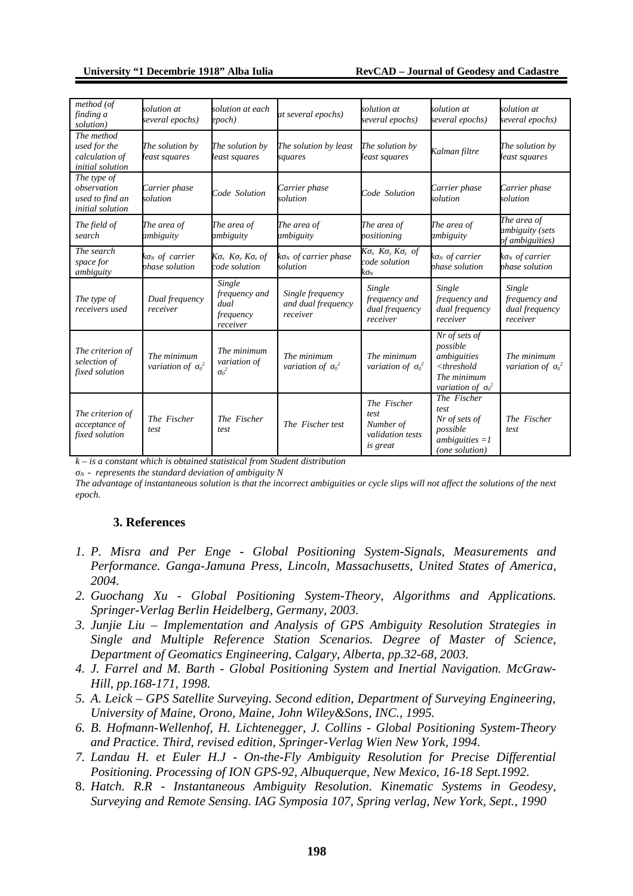| | | | | | | |
|---|---|---|---|---|---|---|
| *method (of finding a solution)* | *solution at several epochs)* | *solution at each epoch)* | *at several epochs)* | *solution at several epochs)* | *solution at several epochs)* | *solution at several epochs)* |
| *The method used for the calculation of initial solution* | *The solution by least squares* | *The solution by least squares* | *The solution by least squares* | *The solution by least squares* | *Kalman filtre* | *The solution by least squares* |
| *The type of observation used to find an initial solution* | *Carrier phase solution* | *Code Solution* | *Carrier phase solution* | *Code Solution* | *Carrier phase solution* | *Carrier phase solution* |
| *The field of search* | *The area of ambiguity* | *The area of ambiguity* | *The area of ambiguity* | *The area of positioning* | *The area of ambiguity* | *The area of ambiguity (sets of ambiguities)* |
| *The search space for ambiguity* | *$k\sigma_N$ of carrier phase solution* | *$K\sigma_x$ $K\sigma_y$ $K\sigma_z$ of code solution* | *$k\sigma_N$ of carrier phase solution* | *$K\sigma_x$ $K\sigma_y$ $K\sigma_z$ of code solution $k\sigma_N$* | *$k\sigma_N$ of carrier phase solution* | *$k\sigma_N$ of carrier phase solution* |
| *The type of receivers used* | *Dual frequency receiver* | *Single frequency and dual frequency receiver* | *Single frequency and dual frequency receiver* | *Single frequency and dual frequency receiver* | *Single frequency and dual frequency receiver* | *Single frequency and dual frequency receiver* |
| *The criterion of selection of fixed solution* | *The minimum variation of $\sigma_0^2$* | *The minimum variation of $\sigma_0^2$* | *The minimum variation of $\sigma_0^2$* | *The minimum variation of $\sigma_0^2$* | *Nr of sets of possible ambiguities <threshold The minimum variation of $\sigma_0^2$* | *The minimum variation of $\sigma_0^2$* |
| *The criterion of acceptance of fixed solution* | *The Fischer test* | *The Fischer test* | *The Fischer test* | *The Fischer test Number of validation tests is great* | *The Fischer test Nr of sets of possible ambiguities =1 (one solution)* | *The Fischer test* |

*k – is a constant which is obtained statistical from Student distribution*

*$\sigma_N$ - represents the standard deviation of ambiguity N*

*The advantage of instantaneous solution is that the incorrect ambiguities or cycle slips will not affect the solutions of the next epoch.*

### 3. References

1. *P. Misra and Per Enge - Global Positioning System-Signals, Measurements and Performance. Ganga-Jamuna Press, Lincoln, Massachusetts, United States of America, 2004.*
2. *Guochang Xu - Global Positioning System-Theory, Algorithms and Applications. Springer-Verlag Berlin Heidelberg, Germany, 2003.*
3. *Junjie Liu – Implementation and Analysis of GPS Ambiguity Resolution Strategies in Single and Multiple Reference Station Scenarios. Degree of Master of Science, Department of Geomatics Engineering, Calgary, Alberta, pp.32-68, 2003.*
4. *J. Farrel and M. Barth - Global Positioning System and Inertial Navigation. McGraw-Hill, pp.168-171, 1998.*
5. *A. Leick – GPS Satellite Surveying. Second edition, Department of Surveying Engineering, University of Maine, Orono, Maine, John Wiley&Sons, INC., 1995.*
6. *B. Hofmann-Wellenhof, H. Lichtenegger, J. Collins - Global Positioning System-Theory and Practice. Third, revised edition, Springer-Verlag Wien New York, 1994.*
7. *Landau H. et Euler H.J - On-the-Fly Ambiguity Resolution for Precise Differential Positioning. Processing of ION GPS-92, Albuquerque, New Mexico, 16-18 Sept.1992.*
8. *Hatch. R.R - Instantaneous Ambiguity Resolution. Kinematic Systems in Geodesy, Surveying and Remote Sensing. IAG Symposia 107, Spring verlag, New York, Sept., 1990*